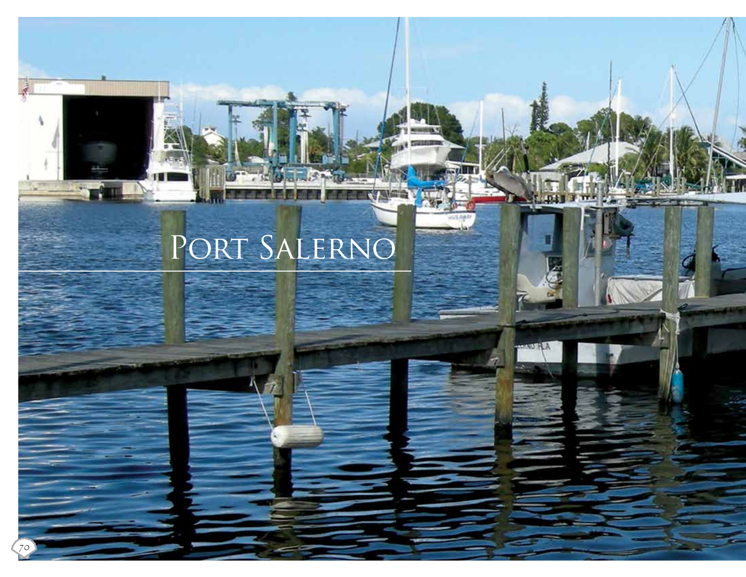# Port Salerno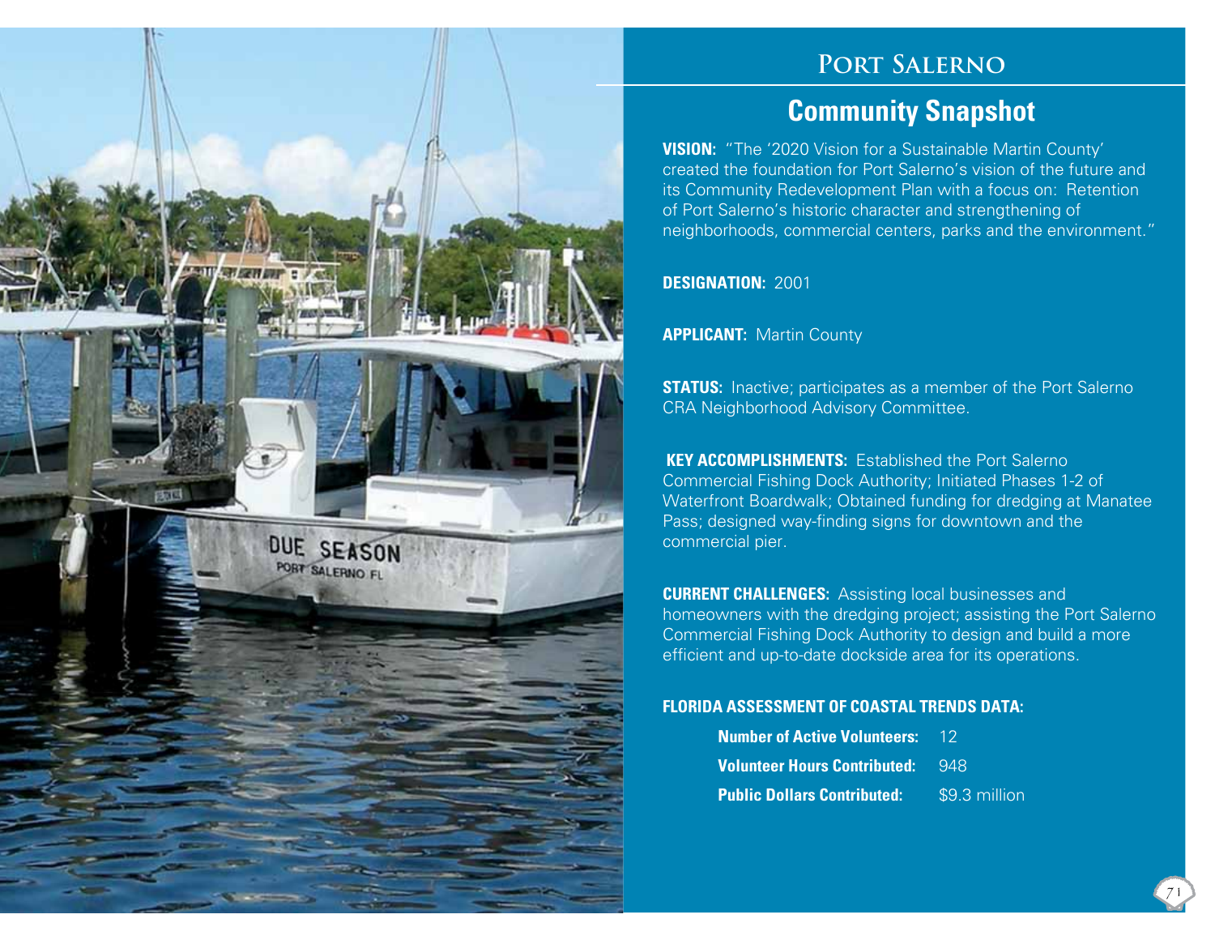# Port Salerno

## Community Snapshot

**VISION:** "The '2020 Vision for a Sustainable Martin County' created the foundation for Port Salerno's vision of the future and its Community Redevelopment Plan with a focus on: Retention of Port Salerno's historic character and strengthening of neighborhoods, commercial centers, parks and the environment."

**DESIGNATION:** 2001

**APPLICANT:** Martin County

**STATUS:** Inactive; participates as a member of the Port Salerno CRA Neighborhood Advisory Committee.

**KEY ACCOMPLISHMENTS:** Established the Port Salerno Commercial Fishing Dock Authority; Initiated Phases 1-2 of Waterfront Boardwalk; Obtained funding for dredging at Manatee Pass; designed way-finding signs for downtown and the commercial pier.

**CURRENT CHALLENGES:** Assisting local businesses and homeowners with the dredging project; assisting the Port Salerno Commercial Fishing Dock Authority to design and build a more efficient and up-to-date dockside area for its operations.

**FLORIDA ASSESSMENT OF COASTAL TRENDS DATA:**

**Number of Active Volunteers:** 12

**Volunteer Hours Contributed:** 948

**Public Dollars Contributed:** $9.3 million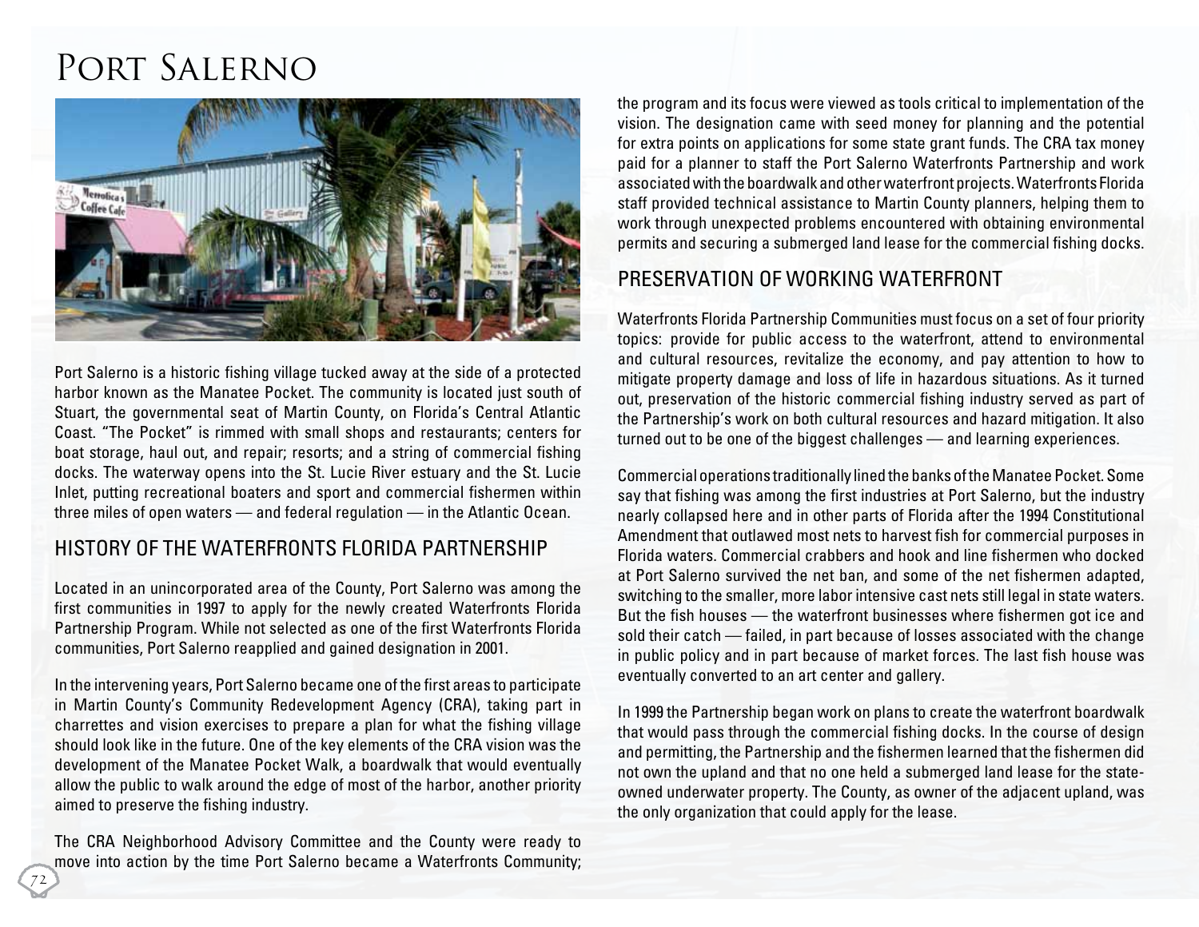# Port Salerno

Port Salerno is a historic fishing village tucked away at the side of a protected harbor known as the Manatee Pocket. The community is located just south of Stuart, the governmental seat of Martin County, on Florida's Central Atlantic Coast. "The Pocket" is rimmed with small shops and restaurants; centers for boat storage, haul out, and repair; resorts; and a string of commercial fishing docks. The waterway opens into the St. Lucie River estuary and the St. Lucie Inlet, putting recreational boaters and sport and commercial fishermen within three miles of open waters — and federal regulation — in the Atlantic Ocean.

## HISTORY OF THE WATERFRONTS FLORIDA PARTNERSHIP

Located in an unincorporated area of the County, Port Salerno was among the first communities in 1997 to apply for the newly created Waterfronts Florida Partnership Program. While not selected as one of the first Waterfronts Florida communities, Port Salerno reapplied and gained designation in 2001.

In the intervening years, Port Salerno became one of the first areas to participate in Martin County's Community Redevelopment Agency (CRA), taking part in charrettes and vision exercises to prepare a plan for what the fishing village should look like in the future. One of the key elements of the CRA vision was the development of the Manatee Pocket Walk, a boardwalk that would eventually allow the public to walk around the edge of most of the harbor, another priority aimed to preserve the fishing industry.

The CRA Neighborhood Advisory Committee and the County were ready to move into action by the time Port Salerno became a Waterfronts Community; the program and its focus were viewed as tools critical to implementation of the vision. The designation came with seed money for planning and the potential for extra points on applications for some state grant funds. The CRA tax money paid for a planner to staff the Port Salerno Waterfronts Partnership and work associated with the boardwalk and other waterfront projects. Waterfronts Florida staff provided technical assistance to Martin County planners, helping them to work through unexpected problems encountered with obtaining environmental permits and securing a submerged land lease for the commercial fishing docks.

## PRESERVATION OF WORKING WATERFRONT

Waterfronts Florida Partnership Communities must focus on a set of four priority topics: provide for public access to the waterfront, attend to environmental and cultural resources, revitalize the economy, and pay attention to how to mitigate property damage and loss of life in hazardous situations. As it turned out, preservation of the historic commercial fishing industry served as part of the Partnership's work on both cultural resources and hazard mitigation. It also turned out to be one of the biggest challenges — and learning experiences.

Commercial operations traditionally lined the banks of the Manatee Pocket. Some say that fishing was among the first industries at Port Salerno, but the industry nearly collapsed here and in other parts of Florida after the 1994 Constitutional Amendment that outlawed most nets to harvest fish for commercial purposes in Florida waters. Commercial crabbers and hook and line fishermen who docked at Port Salerno survived the net ban, and some of the net fishermen adapted, switching to the smaller, more labor intensive cast nets still legal in state waters. But the fish houses — the waterfront businesses where fishermen got ice and sold their catch — failed, in part because of losses associated with the change in public policy and in part because of market forces. The last fish house was eventually converted to an art center and gallery.

In 1999 the Partnership began work on plans to create the waterfront boardwalk that would pass through the commercial fishing docks. In the course of design and permitting, the Partnership and the fishermen learned that the fishermen did not own the upland and that no one held a submerged land lease for the state-owned underwater property. The County, as owner of the adjacent upland, was the only organization that could apply for the lease.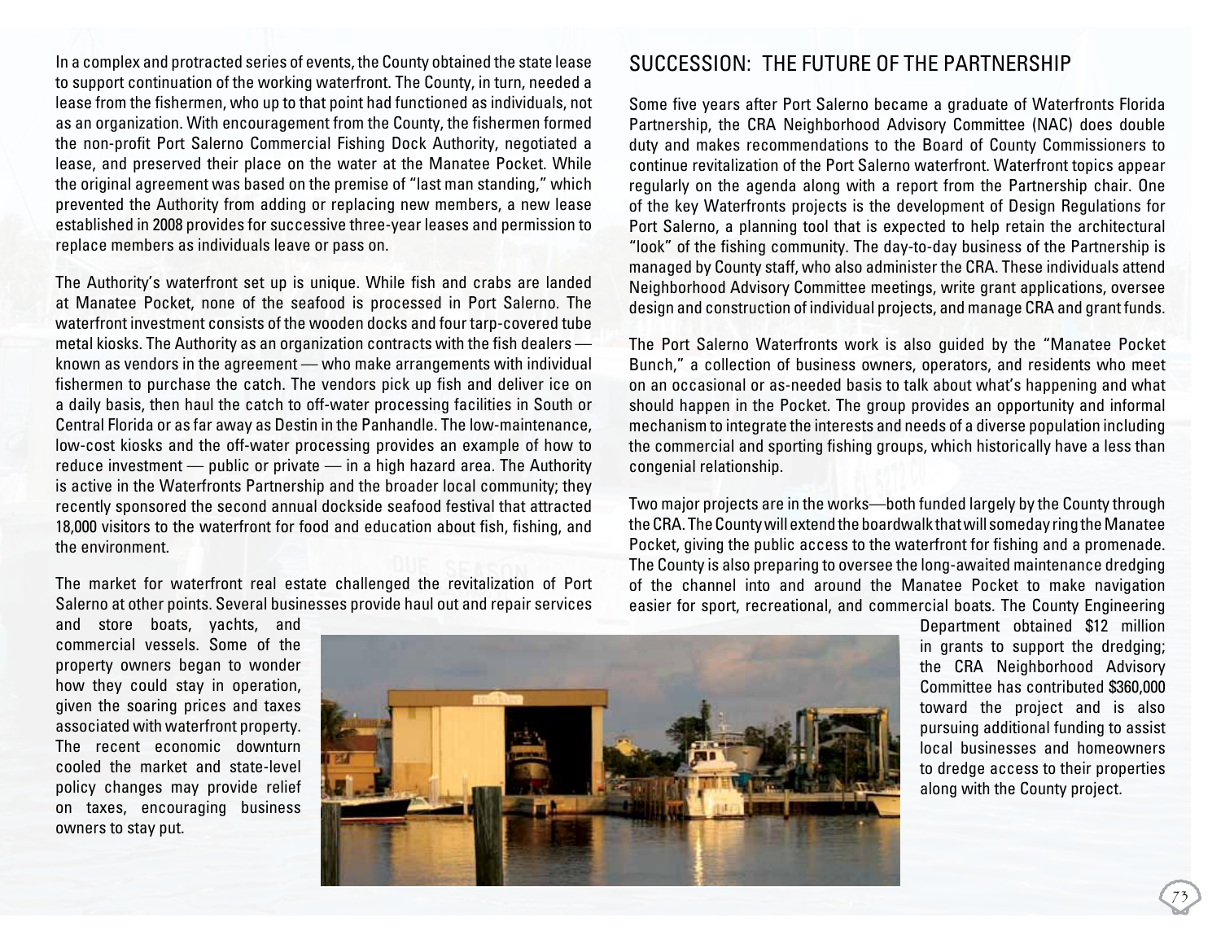In a complex and protracted series of events, the County obtained the state lease to support continuation of the working waterfront. The County, in turn, needed a lease from the fishermen, who up to that point had functioned as individuals, not as an organization. With encouragement from the County, the fishermen formed the non-profit Port Salerno Commercial Fishing Dock Authority, negotiated a lease, and preserved their place on the water at the Manatee Pocket. While the original agreement was based on the premise of "last man standing," which prevented the Authority from adding or replacing new members, a new lease established in 2008 provides for successive three-year leases and permission to replace members as individuals leave or pass on.

The Authority's waterfront set up is unique. While fish and crabs are landed at Manatee Pocket, none of the seafood is processed in Port Salerno. The waterfront investment consists of the wooden docks and four tarp-covered tube metal kiosks. The Authority as an organization contracts with the fish dealers — known as vendors in the agreement — who make arrangements with individual fishermen to purchase the catch. The vendors pick up fish and deliver ice on a daily basis, then haul the catch to off-water processing facilities in South or Central Florida or as far away as Destin in the Panhandle. The low-maintenance, low-cost kiosks and the off-water processing provides an example of how to reduce investment — public or private — in a high hazard area. The Authority is active in the Waterfronts Partnership and the broader local community; they recently sponsored the second annual dockside seafood festival that attracted 18,000 visitors to the waterfront for food and education about fish, fishing, and the environment.

The market for waterfront real estate challenged the revitalization of Port Salerno at other points. Several businesses provide haul out and repair services and store boats, yachts, and commercial vessels. Some of the property owners began to wonder how they could stay in operation, given the soaring prices and taxes associated with waterfront property. The recent economic downturn cooled the market and state-level policy changes may provide relief on taxes, encouraging business owners to stay put.

## SUCCESSION: THE FUTURE OF THE PARTNERSHIP

Some five years after Port Salerno became a graduate of Waterfronts Florida Partnership, the CRA Neighborhood Advisory Committee (NAC) does double duty and makes recommendations to the Board of County Commissioners to continue revitalization of the Port Salerno waterfront. Waterfront topics appear regularly on the agenda along with a report from the Partnership chair. One of the key Waterfronts projects is the development of Design Regulations for Port Salerno, a planning tool that is expected to help retain the architectural "look" of the fishing community. The day-to-day business of the Partnership is managed by County staff, who also administer the CRA. These individuals attend Neighborhood Advisory Committee meetings, write grant applications, oversee design and construction of individual projects, and manage CRA and grant funds.

The Port Salerno Waterfronts work is also guided by the "Manatee Pocket Bunch," a collection of business owners, operators, and residents who meet on an occasional or as-needed basis to talk about what's happening and what should happen in the Pocket. The group provides an opportunity and informal mechanism to integrate the interests and needs of a diverse population including the commercial and sporting fishing groups, which historically have a less than congenial relationship.

Two major projects are in the works—both funded largely by the County through the CRA. The County will extend the boardwalk that will someday ring the Manatee Pocket, giving the public access to the waterfront for fishing and a promenade. The County is also preparing to oversee the long-awaited maintenance dredging of the channel into and around the Manatee Pocket to make navigation easier for sport, recreational, and commercial boats. The County Engineering Department obtained $12 million in grants to support the dredging; the CRA Neighborhood Advisory Committee has contributed $360,000 toward the project and is also pursuing additional funding to assist local businesses and homeowners to dredge access to their properties along with the County project.